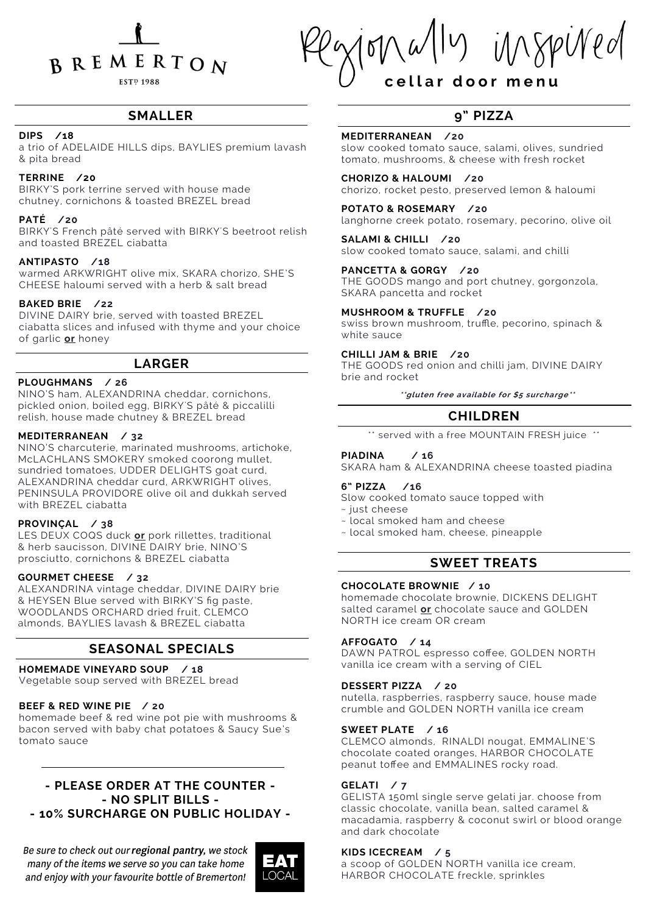# BREMERTON

EST^D 1988

Regionally inspired **cellar door menu**

## SMALLER

**DIPS /18**
a trio of ADELAIDE HILLS dips, BAYLIES premium lavash & pita bread

**TERRINE /20**
BIRKY'S pork terrine served with house made chutney, cornichons & toasted BREZEL bread

**PATÉ /20**
BIRKY'S French pâté served with BIRKY'S beetroot relish and toasted BREZEL ciabatta

**ANTIPASTO /18**
warmed ARKWRIGHT olive mix, SKARA chorizo, SHE'S CHEESE haloumi served with a herb & salt bread

**BAKED BRIE /22**
DIVINE DAIRY brie, served with toasted BREZEL ciabatta slices and infused with thyme and your choice of garlic **or** honey

## LARGER

**PLOUGHMANS / 26**
NINO'S ham, ALEXANDRINA cheddar, cornichons, pickled onion, boiled egg, BIRKY'S pâté & piccalilli relish, house made chutney & BREZEL bread

**MEDITERRANEAN / 32**
NINO'S charcuterie, marinated mushrooms, artichoke, McLACHLANS SMOKERY smoked coorong mullet, sundried tomatoes, UDDER DELIGHTS goat curd, ALEXANDRINA cheddar curd, ARKWRIGHT olives, PENINSULA PROVIDORE olive oil and dukkah served with BREZEL ciabatta

**PROVINÇAL / 38**
LES DEUX COQS duck **or** pork rillettes, traditional & herb saucisson, DIVINE DAIRY brie, NINO'S prosciutto, cornichons & BREZEL ciabatta

**GOURMET CHEESE / 32**
ALEXANDRINA vintage cheddar, DIVINE DAIRY brie & HEYSEN Blue served with BIRKY'S fig paste, WOODLANDS ORCHARD dried fruit, CLEMCO almonds, BAYLIES lavash & BREZEL ciabatta

## SEASONAL SPECIALS

**HOMEMADE VINEYARD SOUP / 18**
Vegetable soup served with BREZEL bread

**BEEF & RED WINE PIE / 20**
homemade beef & red wine pot pie with mushrooms & bacon served with baby chat potatoes & Saucy Sue's tomato sauce

**- PLEASE ORDER AT THE COUNTER -**
**- NO SPLIT BILLS -**
**- 10% SURCHARGE ON PUBLIC HOLIDAY -**

*Be sure to check out our **regional pantry**, we stock many of the items we serve so you can take home and enjoy with your favourite bottle of Bremerton!*

EAT LOCAL

## 9" PIZZA

**MEDITERRANEAN /20**
slow cooked tomato sauce, salami, olives, sundried tomato, mushrooms, & cheese with fresh rocket

**CHORIZO & HALOUMI /20**
chorizo, rocket pesto, preserved lemon & haloumi

**POTATO & ROSEMARY /20**
langhorne creek potato, rosemary, pecorino, olive oil

**SALAMI & CHILLI /20**
slow cooked tomato sauce, salami, and chilli

**PANCETTA & GORGY /20**
THE GOODS mango and port chutney, gorgonzola, SKARA pancetta and rocket

**MUSHROOM & TRUFFLE /20**
swiss brown mushroom, truffle, pecorino, spinach & white sauce

**CHILLI JAM & BRIE /20**
THE GOODS red onion and chilli jam, DIVINE DAIRY brie and rocket

***gluten free available for $5 surcharge***

## CHILDREN

** served with a free MOUNTAIN FRESH juice **

**PIADINA / 16**
SKARA ham & ALEXANDRINA cheese toasted piadina

**6" PIZZA /16**
Slow cooked tomato sauce topped with
~ just cheese
~ local smoked ham and cheese
~ local smoked ham, cheese, pineapple

## SWEET TREATS

**CHOCOLATE BROWNIE / 10**
homemade chocolate brownie, DICKENS DELIGHT salted caramel **or** chocolate sauce and GOLDEN NORTH ice cream OR cream

**AFFOGATO / 14**
DAWN PATROL espresso coffee, GOLDEN NORTH vanilla ice cream with a serving of CIEL

**DESSERT PIZZA / 20**
nutella, raspberries, raspberry sauce, house made crumble and GOLDEN NORTH vanilla ice cream

**SWEET PLATE / 16**
CLEMCO almonds, RINALDI nougat, EMMALINE'S chocolate coated oranges, HARBOR CHOCOLATE peanut toffee and EMMALINES rocky road.

**GELATI / 7**
GELISTA 150ml single serve gelati jar. choose from classic chocolate, vanilla bean, salted caramel & macadamia, raspberry & coconut swirl or blood orange and dark chocolate

**KIDS ICECREAM / 5**
a scoop of GOLDEN NORTH vanilla ice cream, HARBOR CHOCOLATE freckle, sprinkles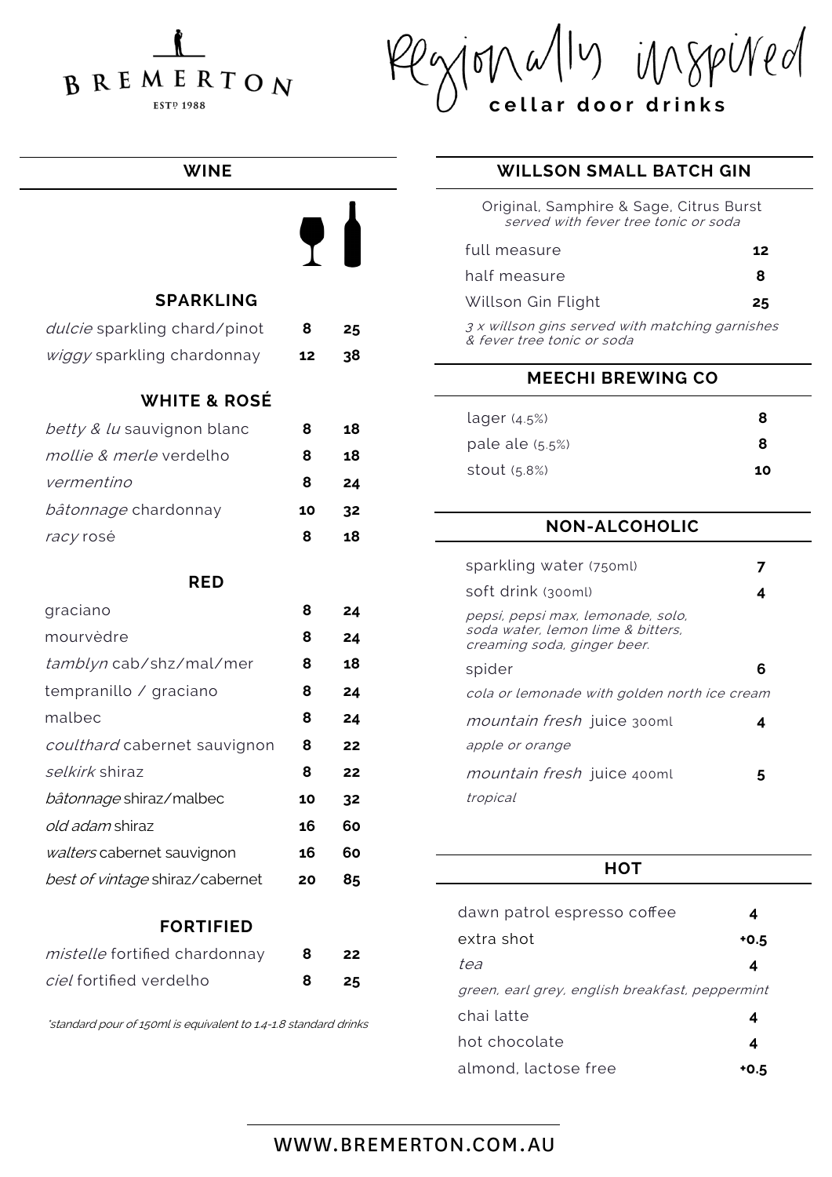BREMERTON
ESTD 1988

# Regionally inspired cellar door drinks

## WINE

### SPARKLING

| | Glass | Bottle |
|---|---|---|
| *dulcie* sparkling chard/pinot | 8 | 25 |
| *wiggy* sparkling chardonnay | 12 | 38 |

### WHITE & ROSÉ

| | Glass | Bottle |
|---|---|---|
| *betty & lu* sauvignon blanc | 8 | 18 |
| *mollie & merle* verdelho | 8 | 18 |
| *vermentino* | 8 | 24 |
| *bâtonnage* chardonnay | 10 | 32 |
| *racy* rosé | 8 | 18 |

### RED

| | Glass | Bottle |
|---|---|---|
| graciano | 8 | 24 |
| mourvèdre | 8 | 24 |
| *tamblyn* cab/shz/mal/mer | 8 | 18 |
| tempranillo / graciano | 8 | 24 |
| malbec | 8 | 24 |
| *coulthard* cabernet sauvignon | 8 | 22 |
| *selkirk* shiraz | 8 | 22 |
| *bâtonnage* shiraz/malbec | 10 | 32 |
| *old adam* shiraz | 16 | 60 |
| *walters* cabernet sauvignon | 16 | 60 |
| *best of vintage* shiraz/cabernet | 20 | 85 |

### FORTIFIED

| | Glass | Bottle |
|---|---|---|
| *mistelle* fortified chardonnay | 8 | 22 |
| *ciel* fortified verdelho | 8 | 25 |

*standard pour of 150ml is equivalent to 1.4-1.8 standard drinks*

## WILLSON SMALL BATCH GIN

Original, Samphire & Sage, Citrus Burst
*served with fever tree tonic or soda*

| | |
|---|---|
| full measure | 12 |
| half measure | 8 |
| Willson Gin Flight | 25 |

*3 x willson gins served with matching garnishes & fever tree tonic or soda*

## MEECHI BREWING CO

| | |
|---|---|
| lager (4.5%) | 8 |
| pale ale (5.5%) | 8 |
| stout (5.8%) | 10 |

## NON-ALCOHOLIC

| | |
|---|---|
| sparkling water (750ml) | 7 |
| soft drink (300ml) | 4 |
| *pepsi, pepsi max, lemonade, solo, soda water, lemon lime & bitters, creaming soda, ginger beer.* | |
| spider | 6 |
| *cola or lemonade with golden north ice cream* | |
| *mountain fresh* juice 300ml | 4 |
| *apple or orange* | |
| *mountain fresh* juice 400ml | 5 |
| *tropical* | |

## HOT

| | |
|---|---|
| dawn patrol espresso coffee | 4 |
| extra shot | +0.5 |
| *tea* | 4 |
| *green, earl grey, english breakfast, peppermint* | |
| chai latte | 4 |
| hot chocolate | 4 |
| almond, lactose free | +0.5 |

WWW.BREMERTON.COM.AU